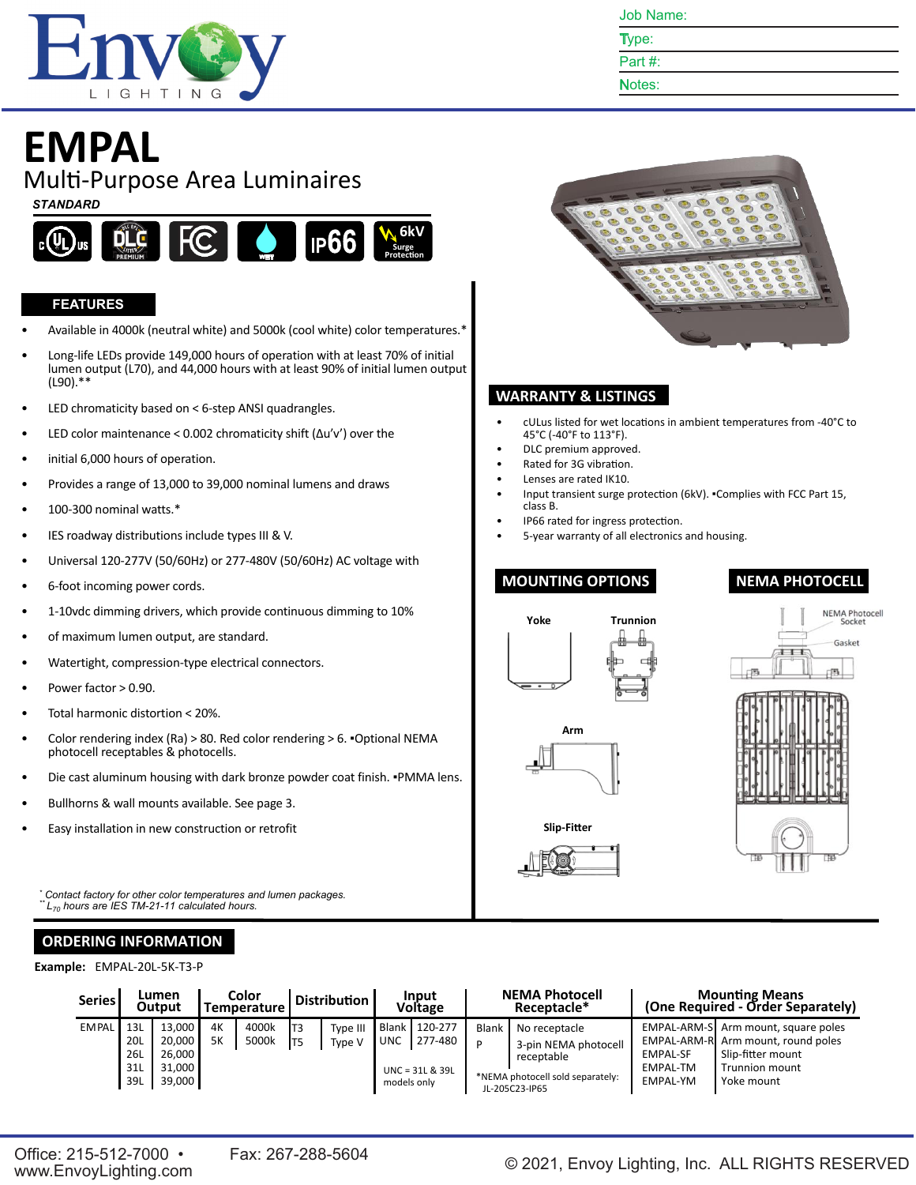Job Name:
Type:
Part #:
Notes:

# EMPAL

## Multi-Purpose Area Luminaires

***STANDARD***

## FEATURES

- Available in 4000k (neutral white) and 5000k (cool white) color temperatures.*
- Long-life LEDs provide 149,000 hours of operation with at least 70% of initial lumen output (L70), and 44,000 hours with at least 90% of initial lumen output (L90).**
- LED chromaticity based on < 6-step ANSI quadrangles.
- LED color maintenance < 0.002 chromaticity shift (Δu'v') over the
- initial 6,000 hours of operation.
- Provides a range of 13,000 to 39,000 nominal lumens and draws
- 100-300 nominal watts.*
- IES roadway distributions include types III & V.
- Universal 120-277V (50/60Hz) or 277-480V (50/60Hz) AC voltage with
- 6-foot incoming power cords.
- 1-10vdc dimming drivers, which provide continuous dimming to 10%
- of maximum lumen output, are standard.
- Watertight, compression-type electrical connectors.
- Power factor > 0.90.
- Total harmonic distortion < 20%.
- Color rendering index (Ra) > 80. Red color rendering > 6. •Optional NEMA photocell receptables & photocells.
- Die cast aluminum housing with dark bronze powder coat finish. •PMMA lens.
- Bullhorns & wall mounts available. See page 3.
- Easy installation in new construction or retrofit

*Contact factory for other color temperatures and lumen packages.*
*** $L_{70}$ hours are IES TM-21-11 calculated hours.*

## WARRANTY & LISTINGS

- cULus listed for wet locations in ambient temperatures from -40°C to 45°C (-40°F to 113°F).
- DLC premium approved.
- Rated for 3G vibration.
- Lenses are rated IK10.
- Input transient surge protection (6kV). •Complies with FCC Part 15, class B.
- IP66 rated for ingress protection.
- 5-year warranty of all electronics and housing.

## MOUNTING OPTIONS

Yoke
Trunnion
Arm
Slip-Fitter

## NEMA PHOTOCELL

NEMA Photocell Socket
Gasket

## ORDERING INFORMATION

**Example:** EMPAL-20L-5K-T3-P

| Series | Lumen Output | | Color Temperature | | Distribution | | Input Voltage | | NEMA Photocell Receptacle* | | Mounting Means (One Required - Order Separately) | |
|---|---|---|---|---|---|---|---|---|---|---|---|---|
| EMPAL | 13L | 13,000 | 4K | 4000k | T3 | Type III | Blank | 120-277 | Blank | No receptacle | EMPAL-ARM-S | Arm mount, square poles |
| | 20L | 20,000 | 5K | 5000k | T5 | Type V | UNC | 277-480 | P | 3-pin NEMA photocell receptable | EMPAL-ARM-R | Arm mount, round poles |
| | 26L | 26,000 | | | | | | | | | EMPAL-SF | Slip-fitter mount |
| | 31L | 31,000 | | | | | UNC = 31L & 39L models only | | *NEMA photocell sold separately: JL-205C23-IP65 | | EMPAL-TM | Trunnion mount |
| | 39L | 39,000 | | | | | | | | | EMPAL-YM | Yoke mount |

Office: 215-512-7000 • www.EnvoyLighting.com    Fax: 267-288-5604    © 2021, Envoy Lighting, Inc. ALL RIGHTS RESERVED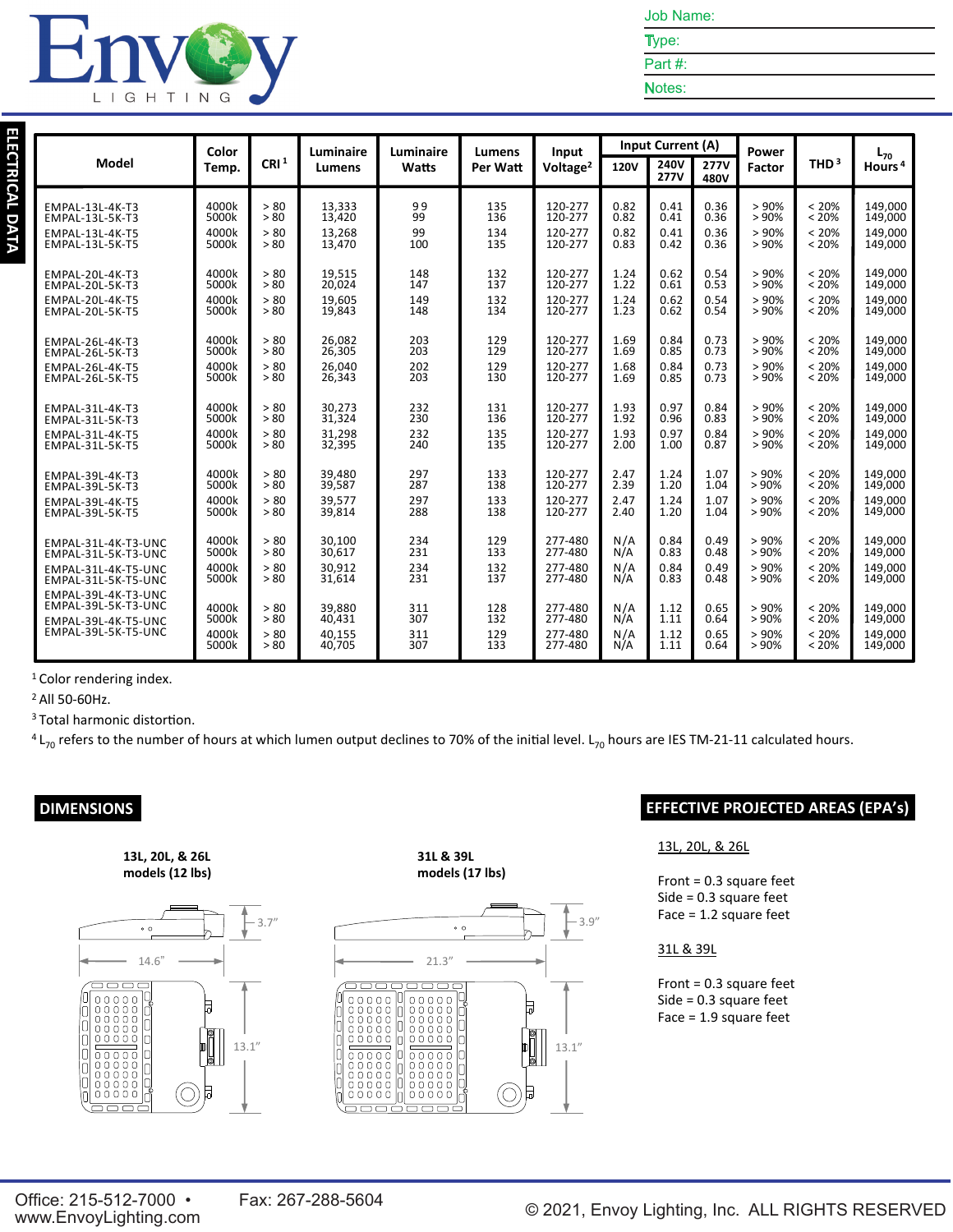Job Name:

Type:

Part #:

Notes:

## ELECTRICAL DATA

| Model | Color Temp. | CRI [1] | Luminaire Lumens | Luminaire Watts | Lumens Per Watt | Input Voltage [2] | Input Current (A) 120V | Input Current (A) 240V 277V | Input Current (A) 277V 480V | Power Factor | THD [3] | $L_{70}$ Hours [4] |
|---|---|---|---|---|---|---|---|---|---|---|---|---|
| EMPAL-13L-4K-T3 | 4000k | > 80 | 13,333 | 99 | 135 | 120-277 | 0.82 | 0.41 | 0.36 | > 90% | < 20% | 149,000 |
| EMPAL-13L-5K-T3 | 5000k | > 80 | 13,420 | 99 | 136 | 120-277 | 0.82 | 0.41 | 0.36 | > 90% | < 20% | 149,000 |
| EMPAL-13L-4K-T5 | 4000k | > 80 | 13,268 | 99 | 134 | 120-277 | 0.82 | 0.41 | 0.36 | > 90% | < 20% | 149,000 |
| EMPAL-13L-5K-T5 | 5000k | > 80 | 13,470 | 100 | 135 | 120-277 | 0.83 | 0.42 | 0.36 | > 90% | < 20% | 149,000 |
| EMPAL-20L-4K-T3 | 4000k | > 80 | 19,515 | 148 | 132 | 120-277 | 1.24 | 0.62 | 0.54 | > 90% | < 20% | 149,000 |
| EMPAL-20L-5K-T3 | 5000k | > 80 | 20,024 | 147 | 137 | 120-277 | 1.22 | 0.61 | 0.53 | > 90% | < 20% | 149,000 |
| EMPAL-20L-4K-T5 | 4000k | > 80 | 19,605 | 149 | 132 | 120-277 | 1.24 | 0.62 | 0.54 | > 90% | < 20% | 149,000 |
| EMPAL-20L-5K-T5 | 5000k | > 80 | 19,843 | 148 | 134 | 120-277 | 1.23 | 0.62 | 0.54 | > 90% | < 20% | 149,000 |
| EMPAL-26L-4K-T3 | 4000k | > 80 | 26,082 | 203 | 129 | 120-277 | 1.69 | 0.84 | 0.73 | > 90% | < 20% | 149,000 |
| EMPAL-26L-5K-T3 | 5000k | > 80 | 26,305 | 203 | 129 | 120-277 | 1.69 | 0.85 | 0.73 | > 90% | < 20% | 149,000 |
| EMPAL-26L-4K-T5 | 4000k | > 80 | 26,040 | 202 | 129 | 120-277 | 1.68 | 0.84 | 0.73 | > 90% | < 20% | 149,000 |
| EMPAL-26L-5K-T5 | 5000k | > 80 | 26,343 | 203 | 130 | 120-277 | 1.69 | 0.85 | 0.73 | > 90% | < 20% | 149,000 |
| EMPAL-31L-4K-T3 | 4000k | > 80 | 30,273 | 232 | 131 | 120-277 | 1.93 | 0.97 | 0.84 | > 90% | < 20% | 149,000 |
| EMPAL-31L-5K-T3 | 5000k | > 80 | 31,324 | 230 | 136 | 120-277 | 1.92 | 0.96 | 0.83 | > 90% | < 20% | 149,000 |
| EMPAL-31L-4K-T5 | 4000k | > 80 | 31,298 | 232 | 135 | 120-277 | 1.93 | 0.97 | 0.84 | > 90% | < 20% | 149,000 |
| EMPAL-31L-5K-T5 | 5000k | > 80 | 32,395 | 240 | 135 | 120-277 | 2.00 | 1.00 | 0.87 | > 90% | < 20% | 149,000 |
| EMPAL-39L-4K-T3 | 4000k | > 80 | 39,480 | 297 | 133 | 120-277 | 2.47 | 1.24 | 1.07 | > 90% | < 20% | 149,000 |
| EMPAL-39L-5K-T3 | 5000k | > 80 | 39,587 | 287 | 138 | 120-277 | 2.39 | 1.20 | 1.04 | > 90% | < 20% | 149,000 |
| EMPAL-39L-4K-T5 | 4000k | > 80 | 39,577 | 297 | 133 | 120-277 | 2.47 | 1.24 | 1.07 | > 90% | < 20% | 149,000 |
| EMPAL-39L-5K-T5 | 5000k | > 80 | 39,814 | 288 | 138 | 120-277 | 2.40 | 1.20 | 1.04 | > 90% | < 20% | 149,000 |
| EMPAL-31L-4K-T3-UNC | 4000k | > 80 | 30,100 | 234 | 129 | 277-480 | N/A | 0.84 | 0.49 | > 90% | < 20% | 149,000 |
| EMPAL-31L-5K-T3-UNC | 5000k | > 80 | 30,617 | 231 | 133 | 277-480 | N/A | 0.83 | 0.48 | > 90% | < 20% | 149,000 |
| EMPAL-31L-4K-T5-UNC | 4000k | > 80 | 30,912 | 234 | 132 | 277-480 | N/A | 0.84 | 0.49 | > 90% | < 20% | 149,000 |
| EMPAL-31L-5K-T5-UNC | 5000k | > 80 | 31,614 | 231 | 137 | 277-480 | N/A | 0.83 | 0.48 | > 90% | < 20% | 149,000 |
| EMPAL-39L-4K-T3-UNC | 4000k | > 80 | 39,880 | 311 | 128 | 277-480 | N/A | 1.12 | 0.65 | > 90% | < 20% | 149,000 |
| EMPAL-39L-5K-T3-UNC | 5000k | > 80 | 40,431 | 307 | 132 | 277-480 | N/A | 1.11 | 0.64 | > 90% | < 20% | 149,000 |
| EMPAL-39L-4K-T5-UNC | 4000k | > 80 | 40,155 | 311 | 129 | 277-480 | N/A | 1.12 | 0.65 | > 90% | < 20% | 149,000 |
| EMPAL-39L-5K-T5-UNC | 5000k | > 80 | 40,705 | 307 | 133 | 277-480 | N/A | 1.11 | 0.64 | > 90% | < 20% | 149,000 |

[1] Color rendering index.

[2] All 50-60Hz.

[3] Total harmonic distortion.

[4] $L_{70}$ refers to the number of hours at which lumen output declines to 70% of the initial level. $L_{70}$ hours are IES TM-21-11 calculated hours.

## DIMENSIONS

**13L, 20L, & 26L models (12 lbs)**

3.7"

14.6"

13.1"

**31L & 39L models (17 lbs)**

3.9"

21.3"

13.1"

## EFFECTIVE PROJECTED AREAS (EPA's)

13L, 20L, & 26L

Front = 0.3 square feet
Side = 0.3 square feet
Face = 1.2 square feet

31L & 39L

Front = 0.3 square feet
Side = 0.3 square feet
Face = 1.9 square feet

Office: 215-512-7000 • Fax: 267-288-5604
www.EnvoyLighting.com

© 2021, Envoy Lighting, Inc. ALL RIGHTS RESERVED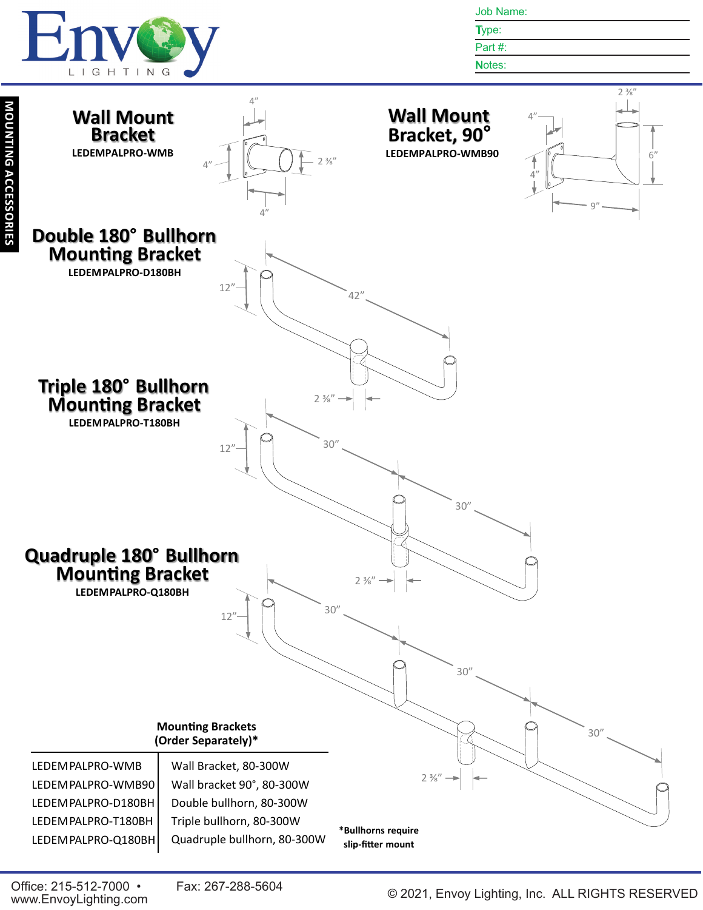Job Name:

Type:

Part #:

Notes:

MOUNTING ACCESSORIES

## Wall Mount Bracket

**LEDEMPALPRO-WMB**

4″ 4″ 2 ⅜″ 4″

## Wall Mount Bracket, 90°

**LEDEMPALPRO-WMB90**

2 ⅜″ 4″ 6″ 4″ 9″

## Double 180° Bullhorn Mounting Bracket

**LEDEMPALPRO-D180BH**

12″ 42″ 2 ⅜″

## Triple 180° Bullhorn Mounting Bracket

**LEDEMPALPRO-T180BH**

12″ 30″ 30″ 2 ⅜″

## Quadruple 180° Bullhorn Mounting Bracket

**LEDEMPALPRO-Q180BH**

12″ 30″ 30″ 30″ 2 ⅜″

**Mounting Brackets (Order Separately)***

| | |
|---|---|
| LEDEMPALPRO-WMB | Wall Bracket, 80-300W |
| LEDEMPALPRO-WMB90 | Wall bracket 90°, 80-300W |
| LEDEMPALPRO-D180BH | Double bullhorn, 80-300W |
| LEDEMPALPRO-T180BH | Triple bullhorn, 80-300W |
| LEDEMPALPRO-Q180BH | Quadruple bullhorn, 80-300W |

***Bullhorns require slip-fitter mount**

Office: 215-512-7000 • Fax: 267-288-5604
www.EnvoyLighting.com

© 2021, Envoy Lighting, Inc. ALL RIGHTS RESERVED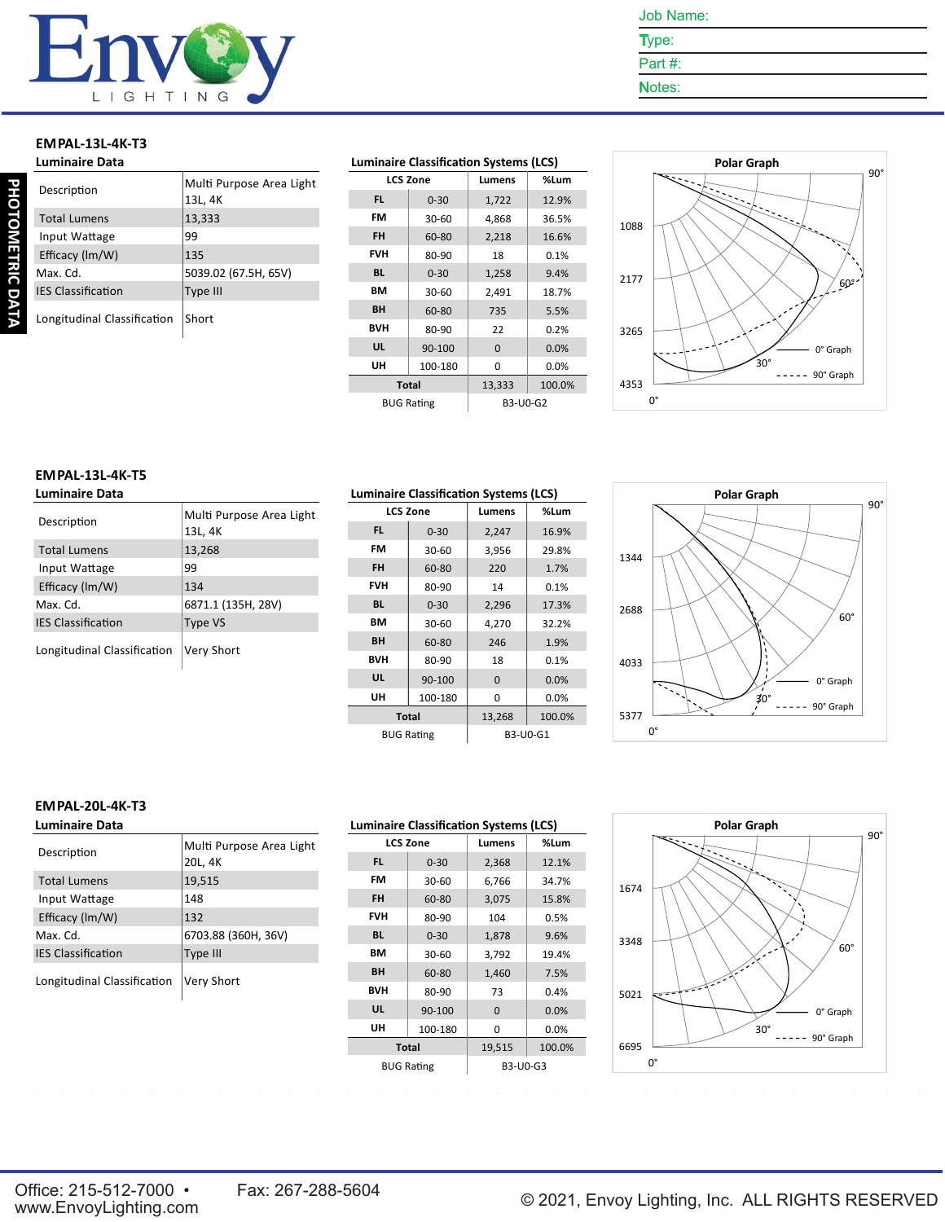Job Name:

Type:

Part #:

Notes:

PHOTOMETRIC DATA

## EMPAL-13L-4K-T3

### Luminaire Data

| | |
|---|---|
| Description | Multi Purpose Area Light 13L, 4K |
| Total Lumens | 13,333 |
| Input Wattage | 99 |
| Efficacy (lm/W) | 135 |
| Max. Cd. | 5039.02 (67.5H, 65V) |
| IES Classification | Type III |
| Longitudinal Classification | Short |

### Luminaire Classification Systems (LCS)

| LCS Zone | | Lumens | %Lum |
|---|---|---|---|
| FL | 0-30 | 1,722 | 12.9% |
| FM | 30-60 | 4,868 | 36.5% |
| FH | 60-80 | 2,218 | 16.6% |
| FVH | 80-90 | 18 | 0.1% |
| BL | 0-30 | 1,258 | 9.4% |
| BM | 30-60 | 2,491 | 18.7% |
| BH | 60-80 | 735 | 5.5% |
| BVH | 80-90 | 22 | 0.2% |
| UL | 90-100 | 0 | 0.0% |
| UH | 100-180 | 0 | 0.0% |
| Total | | 13,333 | 100.0% |
| BUG Rating | | B3-U0-G2 | |

### Polar Graph

1088, 2177, 3265, 4353; 0°, 30°, 60°, 90°; 0° Graph; 90° Graph

## EMPAL-13L-4K-T5

### Luminaire Data

| | |
|---|---|
| Description | Multi Purpose Area Light 13L, 4K |
| Total Lumens | 13,268 |
| Input Wattage | 99 |
| Efficacy (lm/W) | 134 |
| Max. Cd. | 6871.1 (135H, 28V) |
| IES Classification | Type VS |
| Longitudinal Classification | Very Short |

### Luminaire Classification Systems (LCS)

| LCS Zone | | Lumens | %Lum |
|---|---|---|---|
| FL | 0-30 | 2,247 | 16.9% |
| FM | 30-60 | 3,956 | 29.8% |
| FH | 60-80 | 220 | 1.7% |
| FVH | 80-90 | 14 | 0.1% |
| BL | 0-30 | 2,296 | 17.3% |
| BM | 30-60 | 4,270 | 32.2% |
| BH | 60-80 | 246 | 1.9% |
| BVH | 80-90 | 18 | 0.1% |
| UL | 90-100 | 0 | 0.0% |
| UH | 100-180 | 0 | 0.0% |
| Total | | 13,268 | 100.0% |
| BUG Rating | | B3-U0-G1 | |

### Polar Graph

1344, 2688, 4033, 5377; 0°, 30°, 60°, 90°; 0° Graph; 90° Graph

## EMPAL-20L-4K-T3

### Luminaire Data

| | |
|---|---|
| Description | Multi Purpose Area Light 20L, 4K |
| Total Lumens | 19,515 |
| Input Wattage | 148 |
| Efficacy (lm/W) | 132 |
| Max. Cd. | 6703.88 (360H, 36V) |
| IES Classification | Type III |
| Longitudinal Classification | Very Short |

### Luminaire Classification Systems (LCS)

| LCS Zone | | Lumens | %Lum |
|---|---|---|---|
| FL | 0-30 | 2,368 | 12.1% |
| FM | 30-60 | 6,766 | 34.7% |
| FH | 60-80 | 3,075 | 15.8% |
| FVH | 80-90 | 104 | 0.5% |
| BL | 0-30 | 1,878 | 9.6% |
| BM | 30-60 | 3,792 | 19.4% |
| BH | 60-80 | 1,460 | 7.5% |
| BVH | 80-90 | 73 | 0.4% |
| UL | 90-100 | 0 | 0.0% |
| UH | 100-180 | 0 | 0.0% |
| Total | | 19,515 | 100.0% |
| BUG Rating | | B3-U0-G3 | |

### Polar Graph

1674, 3348, 5021, 6695; 0°, 30°, 60°, 90°; 0° Graph; 90° Graph

Office: 215-512-7000 • Fax: 267-288-5604
www.EnvoyLighting.com

© 2021, Envoy Lighting, Inc. ALL RIGHTS RESERVED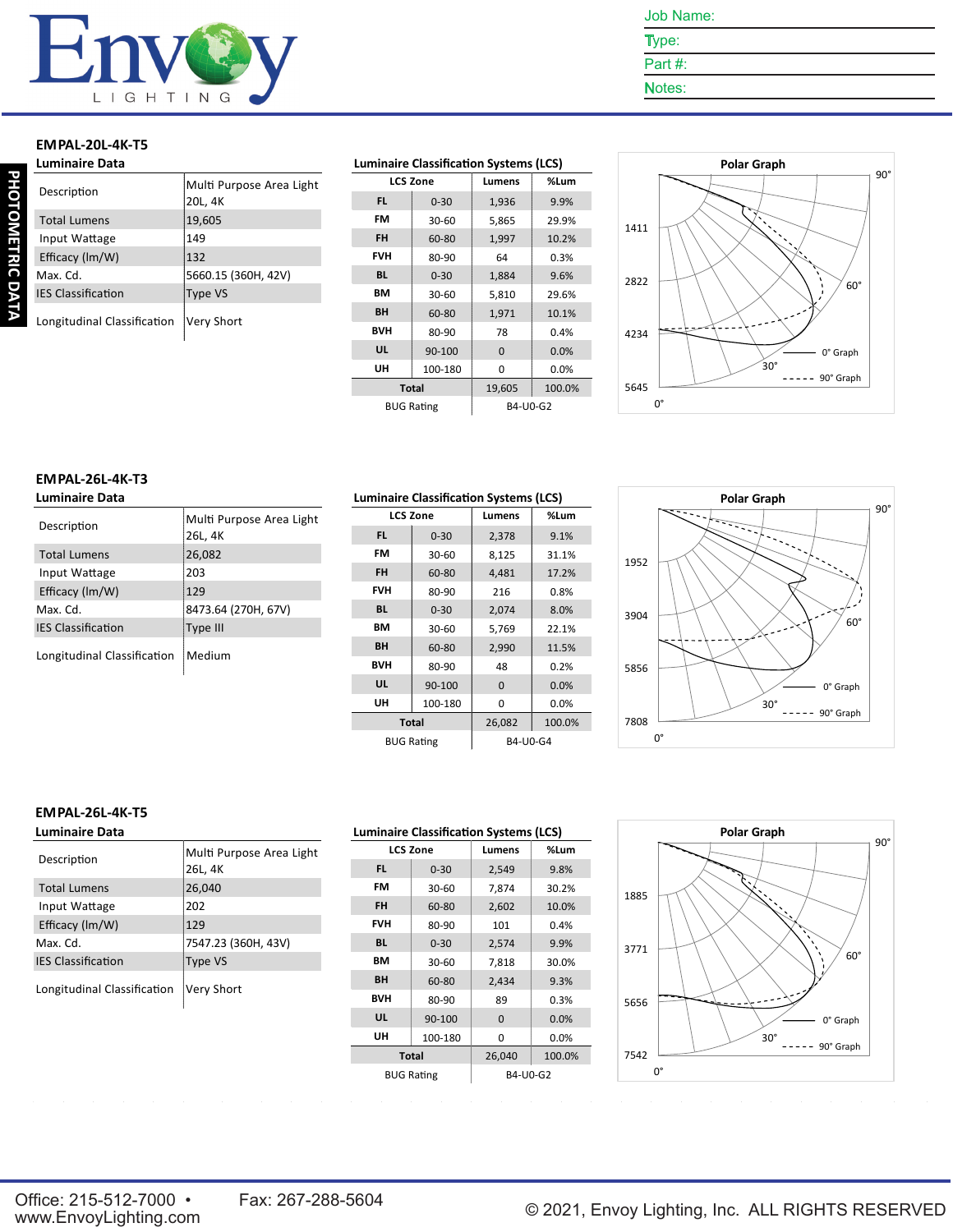Job Name:

Type:

Part #:

Notes:

PHOTOMETRIC DATA

## EMPAL-20L-4K-T5

### Luminaire Data

| | |
|---|---|
| Description | Multi Purpose Area Light 20L, 4K |
| Total Lumens | 19,605 |
| Input Wattage | 149 |
| Efficacy (lm/W) | 132 |
| Max. Cd. | 5660.15 (360H, 42V) |
| IES Classification | Type VS |
| Longitudinal Classification | Very Short |

### Luminaire Classification Systems (LCS)

| LCS Zone | | Lumens | %Lum |
|---|---|---|---|
| FL | 0-30 | 1,936 | 9.9% |
| FM | 30-60 | 5,865 | 29.9% |
| FH | 60-80 | 1,997 | 10.2% |
| FVH | 80-90 | 64 | 0.3% |
| BL | 0-30 | 1,884 | 9.6% |
| BM | 30-60 | 5,810 | 29.6% |
| BH | 60-80 | 1,971 | 10.1% |
| BVH | 80-90 | 78 | 0.4% |
| UL | 90-100 | 0 | 0.0% |
| UH | 100-180 | 0 | 0.0% |
| Total | | 19,605 | 100.0% |
| BUG Rating | | B4-U0-G2 | |

### Polar Graph

1411, 2822, 4234, 5645 — 0°, 30°, 60°, 90° — 0° Graph, 90° Graph

## EMPAL-26L-4K-T3

### Luminaire Data

| | |
|---|---|
| Description | Multi Purpose Area Light 26L, 4K |
| Total Lumens | 26,082 |
| Input Wattage | 203 |
| Efficacy (lm/W) | 129 |
| Max. Cd. | 8473.64 (270H, 67V) |
| IES Classification | Type III |
| Longitudinal Classification | Medium |

### Luminaire Classification Systems (LCS)

| LCS Zone | | Lumens | %Lum |
|---|---|---|---|
| FL | 0-30 | 2,378 | 9.1% |
| FM | 30-60 | 8,125 | 31.1% |
| FH | 60-80 | 4,481 | 17.2% |
| FVH | 80-90 | 216 | 0.8% |
| BL | 0-30 | 2,074 | 8.0% |
| BM | 30-60 | 5,769 | 22.1% |
| BH | 60-80 | 2,990 | 11.5% |
| BVH | 80-90 | 48 | 0.2% |
| UL | 90-100 | 0 | 0.0% |
| UH | 100-180 | 0 | 0.0% |
| Total | | 26,082 | 100.0% |
| BUG Rating | | B4-U0-G4 | |

### Polar Graph

1952, 3904, 5856, 7808 — 0°, 30°, 60°, 90° — 0° Graph, 90° Graph

## EMPAL-26L-4K-T5

### Luminaire Data

| | |
|---|---|
| Description | Multi Purpose Area Light 26L, 4K |
| Total Lumens | 26,040 |
| Input Wattage | 202 |
| Efficacy (lm/W) | 129 |
| Max. Cd. | 7547.23 (360H, 43V) |
| IES Classification | Type VS |
| Longitudinal Classification | Very Short |

### Luminaire Classification Systems (LCS)

| LCS Zone | | Lumens | %Lum |
|---|---|---|---|
| FL | 0-30 | 2,549 | 9.8% |
| FM | 30-60 | 7,874 | 30.2% |
| FH | 60-80 | 2,602 | 10.0% |
| FVH | 80-90 | 101 | 0.4% |
| BL | 0-30 | 2,574 | 9.9% |
| BM | 30-60 | 7,818 | 30.0% |
| BH | 60-80 | 2,434 | 9.3% |
| BVH | 80-90 | 89 | 0.3% |
| UL | 90-100 | 0 | 0.0% |
| UH | 100-180 | 0 | 0.0% |
| Total | | 26,040 | 100.0% |
| BUG Rating | | B4-U0-G2 | |

### Polar Graph

1885, 3771, 5656, 7542 — 0°, 30°, 60°, 90° — 0° Graph, 90° Graph

Office: 215-512-7000 • Fax: 267-288-5604
www.EnvoyLighting.com

© 2021, Envoy Lighting, Inc. ALL RIGHTS RESERVED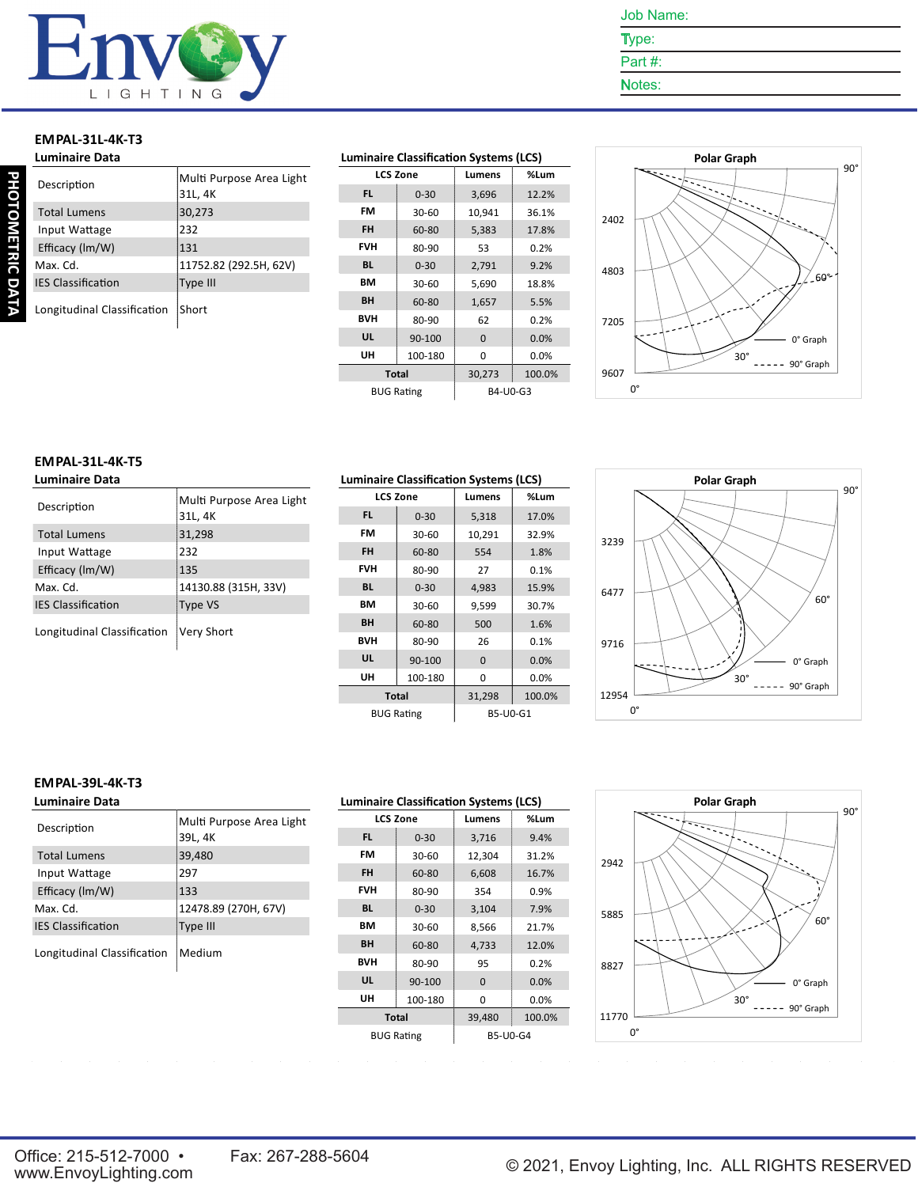Job Name:

Type:

Part #:

Notes:

PHOTOMETRIC DATA

## EMPAL-31L-4K-T3

### Luminaire Data

| | |
|---|---|
| Description | Multi Purpose Area Light 31L, 4K |
| Total Lumens | 30,273 |
| Input Wattage | 232 |
| Efficacy (lm/W) | 131 |
| Max. Cd. | 11752.82 (292.5H, 62V) |
| IES Classification | Type III |
| Longitudinal Classification | Short |

### Luminaire Classification Systems (LCS)

| LCS Zone | | Lumens | %Lum |
|---|---|---|---|
| FL | 0-30 | 3,696 | 12.2% |
| FM | 30-60 | 10,941 | 36.1% |
| FH | 60-80 | 5,383 | 17.8% |
| FVH | 80-90 | 53 | 0.2% |
| BL | 0-30 | 2,791 | 9.2% |
| BM | 30-60 | 5,690 | 18.8% |
| BH | 60-80 | 1,657 | 5.5% |
| BVH | 80-90 | 62 | 0.2% |
| UL | 90-100 | 0 | 0.0% |
| UH | 100-180 | 0 | 0.0% |
| Total | | 30,273 | 100.0% |
| BUG Rating | | B4-U0-G3 | |

### Polar Graph

2402, 4803, 7205, 9607; 0°, 30°, 60°, 90°; 0° Graph; 90° Graph

## EMPAL-31L-4K-T5

### Luminaire Data

| | |
|---|---|
| Description | Multi Purpose Area Light 31L, 4K |
| Total Lumens | 31,298 |
| Input Wattage | 232 |
| Efficacy (lm/W) | 135 |
| Max. Cd. | 14130.88 (315H, 33V) |
| IES Classification | Type VS |
| Longitudinal Classification | Very Short |

### Luminaire Classification Systems (LCS)

| LCS Zone | | Lumens | %Lum |
|---|---|---|---|
| FL | 0-30 | 5,318 | 17.0% |
| FM | 30-60 | 10,291 | 32.9% |
| FH | 60-80 | 554 | 1.8% |
| FVH | 80-90 | 27 | 0.1% |
| BL | 0-30 | 4,983 | 15.9% |
| BM | 30-60 | 9,599 | 30.7% |
| BH | 60-80 | 500 | 1.6% |
| BVH | 80-90 | 26 | 0.1% |
| UL | 90-100 | 0 | 0.0% |
| UH | 100-180 | 0 | 0.0% |
| Total | | 31,298 | 100.0% |
| BUG Rating | | B5-U0-G1 | |

### Polar Graph

3239, 6477, 9716, 12954; 0°, 30°, 60°, 90°; 0° Graph; 90° Graph

## EMPAL-39L-4K-T3

### Luminaire Data

| | |
|---|---|
| Description | Multi Purpose Area Light 39L, 4K |
| Total Lumens | 39,480 |
| Input Wattage | 297 |
| Efficacy (lm/W) | 133 |
| Max. Cd. | 12478.89 (270H, 67V) |
| IES Classification | Type III |
| Longitudinal Classification | Medium |

### Luminaire Classification Systems (LCS)

| LCS Zone | | Lumens | %Lum |
|---|---|---|---|
| FL | 0-30 | 3,716 | 9.4% |
| FM | 30-60 | 12,304 | 31.2% |
| FH | 60-80 | 6,608 | 16.7% |
| FVH | 80-90 | 354 | 0.9% |
| BL | 0-30 | 3,104 | 7.9% |
| BM | 30-60 | 8,566 | 21.7% |
| BH | 60-80 | 4,733 | 12.0% |
| BVH | 80-90 | 95 | 0.2% |
| UL | 90-100 | 0 | 0.0% |
| UH | 100-180 | 0 | 0.0% |
| Total | | 39,480 | 100.0% |
| BUG Rating | | B5-U0-G4 | |

### Polar Graph

2942, 5885, 8827, 11770; 0°, 30°, 60°, 90°; 0° Graph; 90° Graph

Office: 215-512-7000 • Fax: 267-288-5604
www.EnvoyLighting.com

© 2021, Envoy Lighting, Inc. ALL RIGHTS RESERVED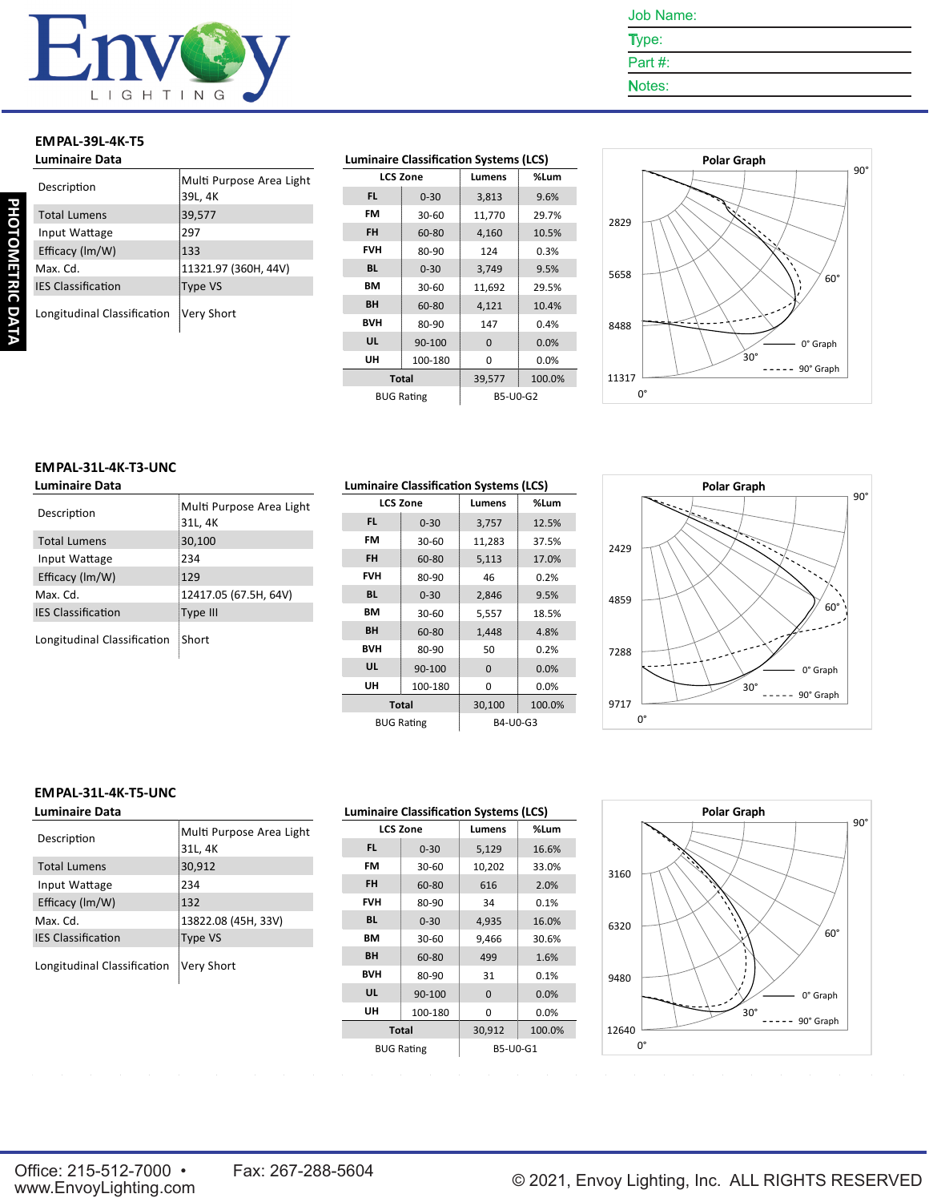Job Name:

Type:

Part #:

Notes:

PHOTOMETRIC DATA

## EMPAL-39L-4K-T5

### Luminaire Data

| | |
|---|---|
| Description | Multi Purpose Area Light 39L, 4K |
| Total Lumens | 39,577 |
| Input Wattage | 297 |
| Efficacy (lm/W) | 133 |
| Max. Cd. | 11321.97 (360H, 44V) |
| IES Classification | Type VS |
| Longitudinal Classification | Very Short |

### Luminaire Classification Systems (LCS)

| LCS Zone | | Lumens | %Lum |
|---|---|---|---|
| FL | 0-30 | 3,813 | 9.6% |
| FM | 30-60 | 11,770 | 29.7% |
| FH | 60-80 | 4,160 | 10.5% |
| FVH | 80-90 | 124 | 0.3% |
| BL | 0-30 | 3,749 | 9.5% |
| BM | 30-60 | 11,692 | 29.5% |
| BH | 60-80 | 4,121 | 10.4% |
| BVH | 80-90 | 147 | 0.4% |
| UL | 90-100 | 0 | 0.0% |
| UH | 100-180 | 0 | 0.0% |
| Total | | 39,577 | 100.0% |
| BUG Rating | | B5-U0-G2 | |

### Polar Graph

2829, 5658, 8488, 11317; 0°, 30°, 60°, 90°; —— 0° Graph; - - - - 90° Graph

## EMPAL-31L-4K-T3-UNC

### Luminaire Data

| | |
|---|---|
| Description | Multi Purpose Area Light 31L, 4K |
| Total Lumens | 30,100 |
| Input Wattage | 234 |
| Efficacy (lm/W) | 129 |
| Max. Cd. | 12417.05 (67.5H, 64V) |
| IES Classification | Type III |
| Longitudinal Classification | Short |

### Luminaire Classification Systems (LCS)

| LCS Zone | | Lumens | %Lum |
|---|---|---|---|
| FL | 0-30 | 3,757 | 12.5% |
| FM | 30-60 | 11,283 | 37.5% |
| FH | 60-80 | 5,113 | 17.0% |
| FVH | 80-90 | 46 | 0.2% |
| BL | 0-30 | 2,846 | 9.5% |
| BM | 30-60 | 5,557 | 18.5% |
| BH | 60-80 | 1,448 | 4.8% |
| BVH | 80-90 | 50 | 0.2% |
| UL | 90-100 | 0 | 0.0% |
| UH | 100-180 | 0 | 0.0% |
| Total | | 30,100 | 100.0% |
| BUG Rating | | B4-U0-G3 | |

### Polar Graph

2429, 4859, 7288, 9717; 0°, 30°, 60°, 90°; —— 0° Graph; - - - - 90° Graph

## EMPAL-31L-4K-T5-UNC

### Luminaire Data

| | |
|---|---|
| Description | Multi Purpose Area Light 31L, 4K |
| Total Lumens | 30,912 |
| Input Wattage | 234 |
| Efficacy (lm/W) | 132 |
| Max. Cd. | 13822.08 (45H, 33V) |
| IES Classification | Type VS |
| Longitudinal Classification | Very Short |

### Luminaire Classification Systems (LCS)

| LCS Zone | | Lumens | %Lum |
|---|---|---|---|
| FL | 0-30 | 5,129 | 16.6% |
| FM | 30-60 | 10,202 | 33.0% |
| FH | 60-80 | 616 | 2.0% |
| FVH | 80-90 | 34 | 0.1% |
| BL | 0-30 | 4,935 | 16.0% |
| BM | 30-60 | 9,466 | 30.6% |
| BH | 60-80 | 499 | 1.6% |
| BVH | 80-90 | 31 | 0.1% |
| UL | 90-100 | 0 | 0.0% |
| UH | 100-180 | 0 | 0.0% |
| Total | | 30,912 | 100.0% |
| BUG Rating | | B5-U0-G1 | |

### Polar Graph

3160, 6320, 9480, 12640; 0°, 30°, 60°, 90°; —— 0° Graph; - - - - 90° Graph

Office: 215-512-7000 • Fax: 267-288-5604
www.EnvoyLighting.com

© 2021, Envoy Lighting, Inc. ALL RIGHTS RESERVED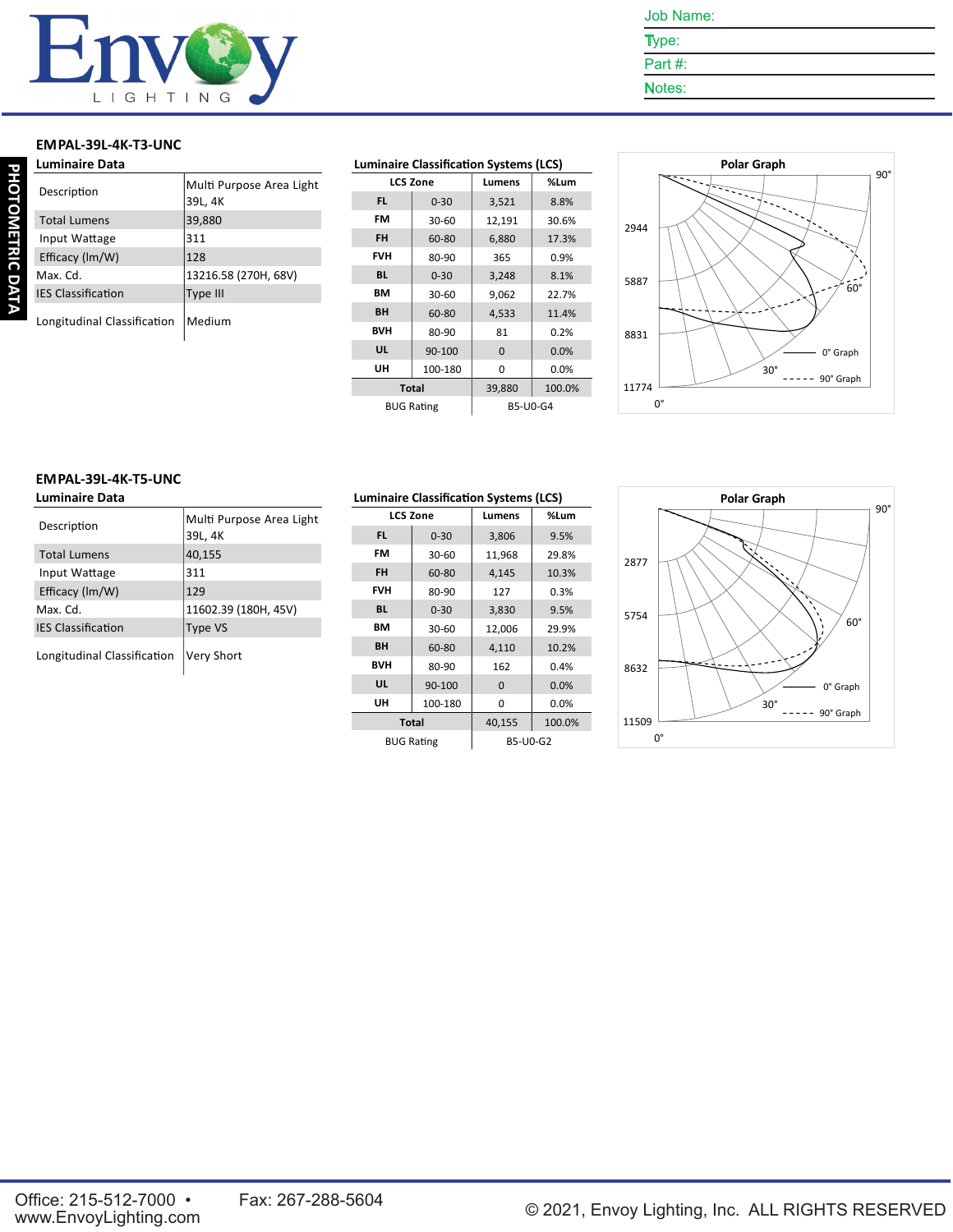Envoy LIGHTING

Job Name:

Type:

Part #:

Notes:

PHOTOMETRIC DATA

## EMPAL-39L-4K-T3-UNC

**Luminaire Data**

| | |
|---|---|
| Description | Multi Purpose Area Light 39L, 4K |
| Total Lumens | 39,880 |
| Input Wattage | 311 |
| Efficacy (lm/W) | 128 |
| Max. Cd. | 13216.58 (270H, 68V) |
| IES Classification | Type III |
| Longitudinal Classification | Medium |

**Luminaire Classification Systems (LCS)**

| LCS Zone | | Lumens | %Lum |
|---|---|---|---|
| FL | 0-30 | 3,521 | 8.8% |
| FM | 30-60 | 12,191 | 30.6% |
| FH | 60-80 | 6,880 | 17.3% |
| FVH | 80-90 | 365 | 0.9% |
| BL | 0-30 | 3,248 | 8.1% |
| BM | 30-60 | 9,062 | 22.7% |
| BH | 60-80 | 4,533 | 11.4% |
| BVH | 80-90 | 81 | 0.2% |
| UL | 90-100 | 0 | 0.0% |
| UH | 100-180 | 0 | 0.0% |
| Total | | 39,880 | 100.0% |
| BUG Rating | | B5-U0-G4 | |

**Polar Graph**

90°
2944
5887
60°
8831
0° Graph
30°
90° Graph
11774
0°

## EMPAL-39L-4K-T5-UNC

**Luminaire Data**

| | |
|---|---|
| Description | Multi Purpose Area Light 39L, 4K |
| Total Lumens | 40,155 |
| Input Wattage | 311 |
| Efficacy (lm/W) | 129 |
| Max. Cd. | 11602.39 (180H, 45V) |
| IES Classification | Type VS |
| Longitudinal Classification | Very Short |

**Luminaire Classification Systems (LCS)**

| LCS Zone | | Lumens | %Lum |
|---|---|---|---|
| FL | 0-30 | 3,806 | 9.5% |
| FM | 30-60 | 11,968 | 29.8% |
| FH | 60-80 | 4,145 | 10.3% |
| FVH | 80-90 | 127 | 0.3% |
| BL | 0-30 | 3,830 | 9.5% |
| BM | 30-60 | 12,006 | 29.9% |
| BH | 60-80 | 4,110 | 10.2% |
| BVH | 80-90 | 162 | 0.4% |
| UL | 90-100 | 0 | 0.0% |
| UH | 100-180 | 0 | 0.0% |
| Total | | 40,155 | 100.0% |
| BUG Rating | | B5-U0-G2 | |

**Polar Graph**

90°
2877
5754
60°
8632
0° Graph
30°
90° Graph
11509
0°

Office: 215-512-7000 • Fax: 267-288-5604
www.EnvoyLighting.com

© 2021, Envoy Lighting, Inc. ALL RIGHTS RESERVED